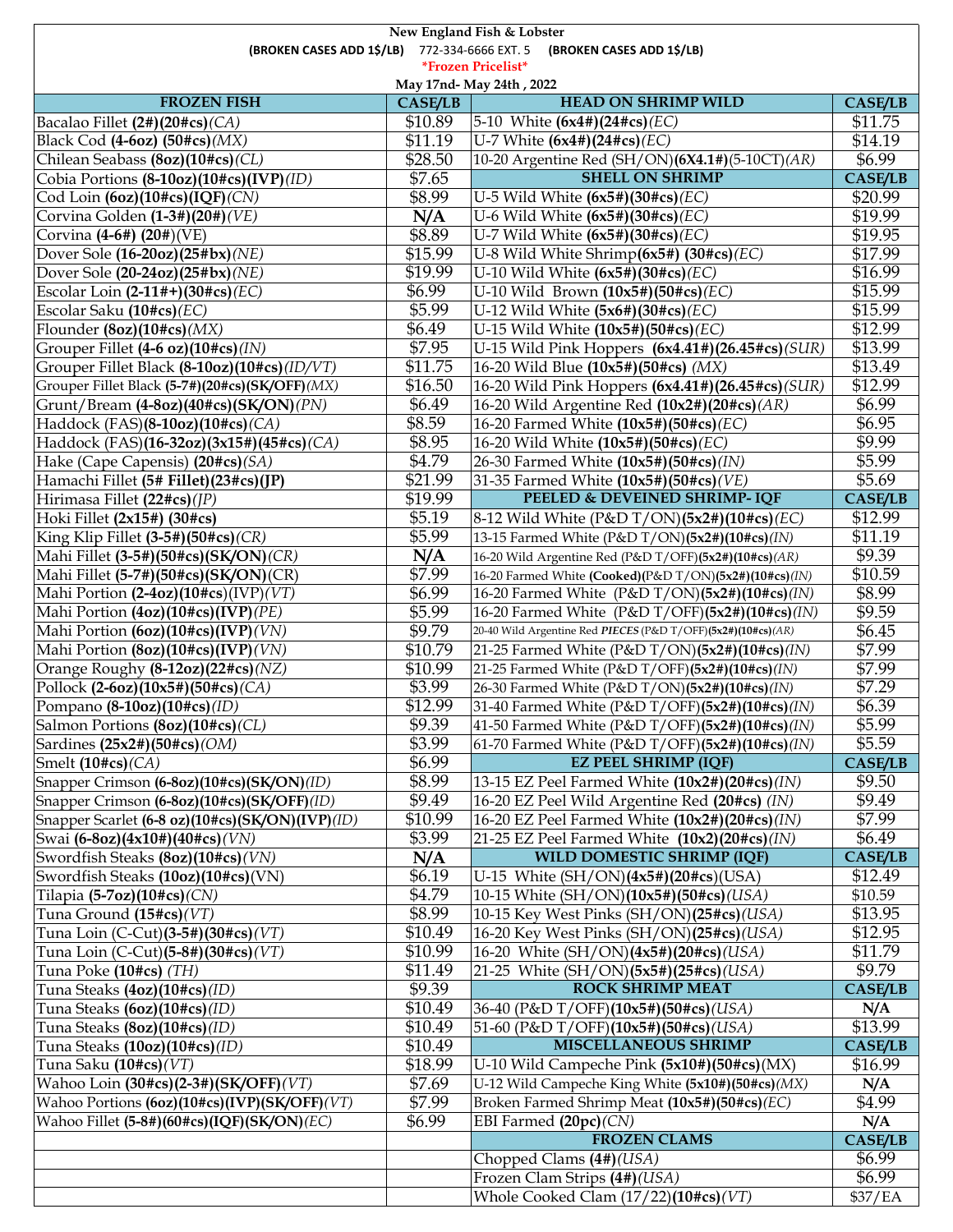**New England Fish & Lobster**

**(BROKEN CASES ADD 1$/LB)** 772-334-6666 EXT. 5 **(BROKEN CASES ADD 1$/LB)**

***Frozen Pricelist***

**May 17nd- May 24th , 2022**

| FROZEN FISH | CASE/LB | HEAD ON SHRIMP WILD | CASE/LB |
|---|---|---|---|
| Bacalao Fillet **(2#)(20#cs)***(CA)* | $10.89 | 5-10 White **(6x4#)(24#cs)***(EC)* | $11.75 |
| Black Cod **(4-6oz) (50#cs)***(MX)* | $11.19 | U-7 White **(6x4#)(24#cs)***(EC)* | $14.19 |
| Chilean Seabass **(8oz)(10#cs)***(CL)* | $28.50 | 10-20 Argentine Red (SH/ON)**(6X4.1#)**(5-10CT)*(AR)* | $6.99 |
| Cobia Portions **(8-10oz)(10#cs)(IVP)***(ID)* | $7.65 | **SHELL ON SHRIMP** | **CASE/LB** |
| Cod Loin **(6oz)(10#cs)(IQF)***(CN)* | $8.99 | U-5 Wild White **(6x5#)(30#cs)***(EC)* | $20.99 |
| Corvina Golden **(1-3#)(20#)***(VE)* | **N/A** | U-6 Wild White **(6x5#)(30#cs)***(EC)* | $19.99 |
| Corvina **(4-6#) (20#)**(VE) | $8.89 | U-7 Wild White **(6x5#)(30#cs)***(EC)* | $19.95 |
| Dover Sole **(16-20oz)(25#bx)***(NE)* | $15.99 | U-8 Wild White Shrimp**(6x5#) (30#cs)***(EC)* | $17.99 |
| Dover Sole **(20-24oz)(25#bx)***(NE)* | $19.99 | U-10 Wild White **(6x5#)(30#cs)***(EC)* | $16.99 |
| Escolar Loin **(2-11#+)(30#cs)***(EC)* | $6.99 | U-10 Wild Brown **(10x5#)(50#cs)***(EC)* | $15.99 |
| Escolar Saku **(10#cs)***(EC)* | $5.99 | U-12 Wild White **(5x6#)(30#cs)***(EC)* | $15.99 |
| Flounder **(8oz)(10#cs)***(MX)* | $6.49 | U-15 Wild White **(10x5#)(50#cs)***(EC)* | $12.99 |
| Grouper Fillet **(4-6 oz)(10#cs)***(IN)* | $7.95 | U-15 Wild Pink Hoppers **(6x4.41#)(26.45#cs)***(SUR)* | $13.99 |
| Grouper Fillet Black **(8-10oz)(10#cs)***(ID/VT)* | $11.75 | 16-20 Wild Blue **(10x5#)(50#cs)** *(MX)* | $13.49 |
| Grouper Fillet Black **(5-7#)(20#cs)(SK/OFF)***(MX)* | $16.50 | 16-20 Wild Pink Hoppers **(6x4.41#)(26.45#cs)***(SUR)* | $12.99 |
| Grunt/Bream **(4-8oz)(40#cs)(SK/ON)***(PN)* | $6.49 | 16-20 Wild Argentine Red **(10x2#)(20#cs)***(AR)* | $6.99 |
| Haddock (FAS)**(8-10oz)(10#cs)***(CA)* | $8.59 | 16-20 Farmed White **(10x5#)(50#cs)***(EC)* | $6.95 |
| Haddock (FAS)**(16-32oz)(3x15#)(45#cs)***(CA)* | $8.95 | 16-20 Wild White **(10x5#)(50#cs)***(EC)* | $9.99 |
| Hake (Cape Capensis) **(20#cs)***(SA)* | $4.79 | 26-30 Farmed White **(10x5#)(50#cs)***(IN)* | $5.99 |
| Hamachi Fillet **(5# Fillet)(23#cs)(JP)** | $21.99 | 31-35 Farmed White **(10x5#)(50#cs)***(VE)* | $5.69 |
| Hirimasa Fillet **(22#cs)***(JP)* | $19.99 | **PEELED & DEVEINED SHRIMP- IQF** | **CASE/LB** |
| Hoki Fillet **(2x15#) (30#cs)** | $5.19 | 8-12 Wild White (P&D T/ON)**(5x2#)(10#cs)***(EC)* | $12.99 |
| King Klip Fillet **(3-5#)(50#cs)***(CR)* | $5.99 | 13-15 Farmed White (P&D T/ON)**(5x2#)(10#cs)***(IN)* | $11.19 |
| Mahi Fillet **(3-5#)(50#cs)(SK/ON)***(CR)* | **N/A** | 16-20 Wild Argentine Red (P&D T/OFF)**(5x2#)(10#cs)***(AR)* | $9.39 |
| Mahi Fillet **(5-7#)(50#cs)(SK/ON)**(CR) | $7.99 | 16-20 Farmed White **(Cooked)**(P&D T/ON)**(5x2#)(10#cs)***(IN)* | $10.59 |
| Mahi Portion **(2-4oz)(10#cs)**(IVP)*(VT)* | $6.99 | 16-20 Farmed White (P&D T/ON)**(5x2#)(10#cs)***(IN)* | $8.99 |
| Mahi Portion **(4oz)(10#cs)(IVP)***(PE)* | $5.99 | 16-20 Farmed White (P&D T/OFF)**(5x2#)(10#cs)***(IN)* | $9.59 |
| Mahi Portion **(6oz)(10#cs)(IVP)***(VN)* | $9.79 | 20-40 Wild Argentine Red ***PIECES*** (P&D T/OFF)**(5x2#)(10#cs)***(AR)* | $6.45 |
| Mahi Portion **(8oz)(10#cs)(IVP)***(VN)* | $10.79 | 21-25 Farmed White (P&D T/ON)**(5x2#)(10#cs)***(IN)* | $7.99 |
| Orange Roughy **(8-12oz)(22#cs)***(NZ)* | $10.99 | 21-25 Farmed White (P&D T/OFF)**(5x2#)(10#cs)***(IN)* | $7.99 |
| Pollock **(2-6oz)(10x5#)(50#cs)***(CA)* | $3.99 | 26-30 Farmed White (P&D T/ON)**(5x2#)(10#cs)***(IN)* | $7.29 |
| Pompano **(8-10oz)(10#cs)***(ID)* | $12.99 | 31-40 Farmed White (P&D T/OFF)**(5x2#)(10#cs)***(IN)* | $6.39 |
| Salmon Portions **(8oz)(10#cs)***(CL)* | $9.39 | 41-50 Farmed White (P&D T/OFF)**(5x2#)(10#cs)***(IN)* | $5.99 |
| Sardines **(25x2#)(50#cs)***(OM)* | $3.99 | 61-70 Farmed White (P&D T/OFF)**(5x2#)(10#cs)***(IN)* | $5.59 |
| Smelt **(10#cs)***(CA)* | $6.99 | **EZ PEEL SHRIMP (IQF)** | **CASE/LB** |
| Snapper Crimson **(6-8oz)(10#cs)(SK/ON)***(ID)* | $8.99 | 13-15 EZ Peel Farmed White **(10x2#)(20#cs)***(IN)* | $9.50 |
| Snapper Crimson **(6-8oz)(10#cs)(SK/OFF)***(ID)* | $9.49 | 16-20 EZ Peel Wild Argentine Red **(20#cs)** *(IN)* | $9.49 |
| Snapper Scarlet **(6-8 oz)(10#cs)(SK/ON)(IVP)***(ID)* | $10.99 | 16-20 EZ Peel Farmed White **(10x2#)(20#cs)***(IN)* | $7.99 |
| Swai **(6-8oz)(4x10#)(40#cs)***(VN)* | $3.99 | 21-25 EZ Peel Farmed White **(10x2)(20#cs)***(IN)* | $6.49 |
| Swordfish Steaks **(8oz)(10#cs)***(VN)* | **N/A** | **WILD DOMESTIC SHRIMP (IQF)** | **CASE/LB** |
| Swordfish Steaks **(10oz)(10#cs)**(VN) | $6.19 | U-15 White **(SH/ON)(4x5#)(20#cs)***(USA)* | $12.49 |
| Tilapia **(5-7oz)(10#cs)***(CN)* | $4.79 | 10-15 White (SH/ON)**(10x5#)(50#cs)***(USA)* | $10.59 |
| Tuna Ground **(15#cs)***(VT)* | $8.99 | 10-15 Key West Pinks (SH/ON)**(25#cs)***(USA)* | $13.95 |
| Tuna Loin (C-Cut)**(3-5#)(30#cs)***(VT)* | $10.49 | 16-20 Key West Pinks (SH/ON)**(25#cs)***(USA)* | $12.95 |
| Tuna Loin (C-Cut)**(5-8#)(30#cs)***(VT)* | $10.99 | 16-20 White (SH/ON)**(4x5#)(20#cs)***(USA)* | $11.79 |
| Tuna Poke **(10#cs)** *(TH)* | $11.49 | 21-25 White (SH/ON)**(5x5#)(25#cs)***(USA)* | $9.79 |
| Tuna Steaks **(4oz)(10#cs)***(ID)* | $9.39 | **ROCK SHRIMP MEAT** | **CASE/LB** |
| Tuna Steaks **(6oz)(10#cs)***(ID)* | $10.49 | 36-40 (P&D T/OFF)**(10x5#)(50#cs)***(USA)* | **N/A** |
| Tuna Steaks **(8oz)(10#cs)***(ID)* | $10.49 | 51-60 (P&D T/OFF)**(10x5#)(50#cs)***(USA)* | $13.99 |
| Tuna Steaks **(10oz)(10#cs)***(ID)* | $10.49 | **MISCELLANEOUS SHRIMP** | **CASE/LB** |
| Tuna Saku **(10#cs)***(VT)* | $18.99 | U-10 Wild Campeche Pink **(5x10#)(50#cs)**(MX) | $16.99 |
| Wahoo Loin **(30#cs)(2-3#)(SK/OFF)***(VT)* | $7.69 | U-12 Wild Campeche King White **(5x10#)(50#cs)***(MX)* | **N/A** |
| Wahoo Portions **(6oz)(10#cs)(IVP)(SK/OFF)***(VT)* | $7.99 | Broken Farmed Shrimp Meat **(10x5#)(50#cs)***(EC)* | $4.99 |
| Wahoo Fillet **(5-8#)(60#cs)(IQF)(SK/ON)***(EC)* | $6.99 | EBI Farmed **(20pc)***(CN)* | **N/A** |
| | | **FROZEN CLAMS** | **CASE/LB** |
| | | Chopped Clams **(4#)***(USA)* | $6.99 |
| | | Frozen Clam Strips **(4#)***(USA)* | $6.99 |
| | | Whole Cooked Clam (17/22)**(10#cs)***(VT)* | $37/EA |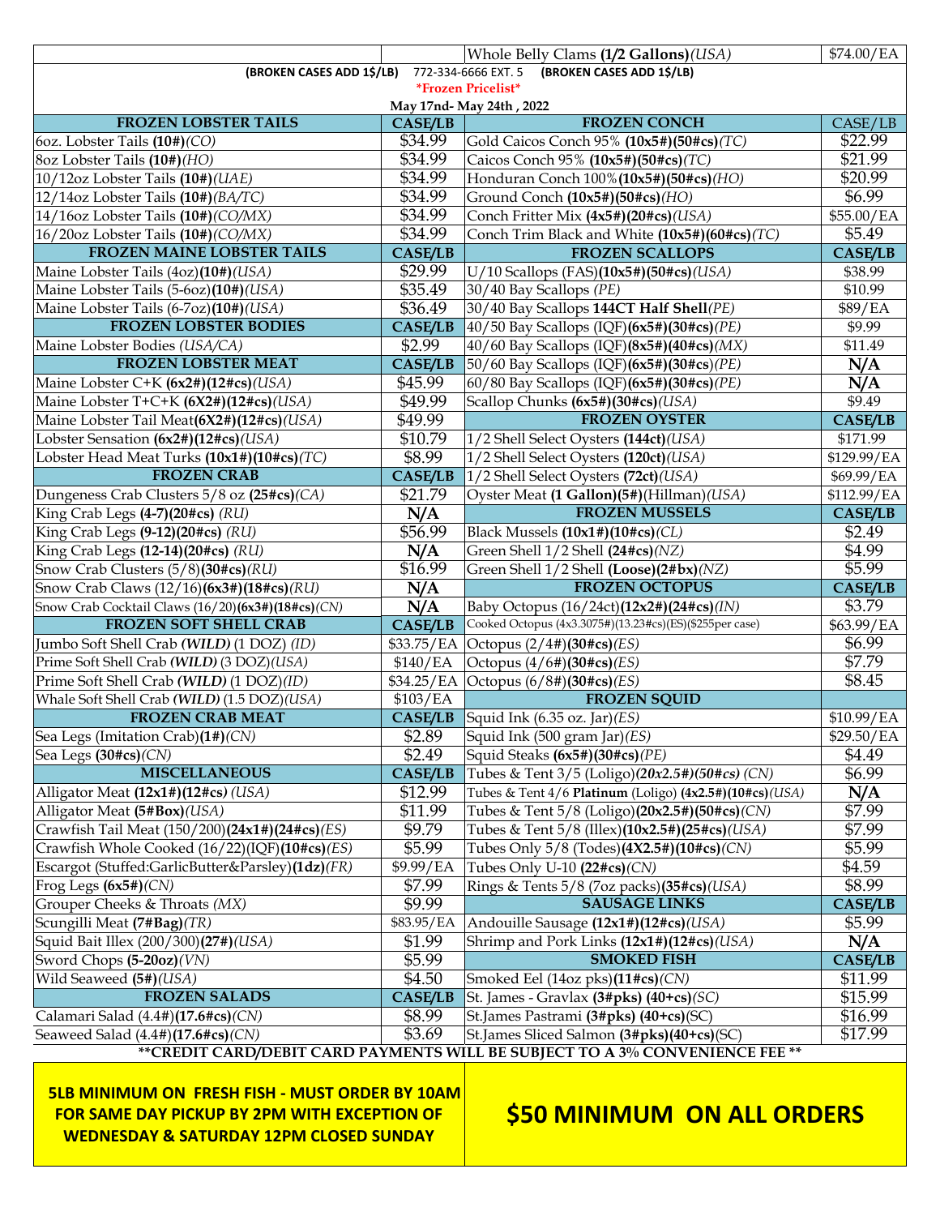| | | | |
|---|---|---|---|
| | | Whole Belly Clams **(1/2 Gallons)***(USA)* | $74.00/EA |

**(BROKEN CASES ADD 1$/LB)** 772-334-6666 EXT. 5 **(BROKEN CASES ADD 1$/LB)**

***Frozen Pricelist***

**May 17nd- May 24th , 2022**

| **FROZEN LOBSTER TAILS** | **CASE/LB** | **FROZEN CONCH** | CASE/LB |
|---|---|---|---|
| 6oz. Lobster Tails **(10#)***(CO)* | $34.99 | Gold Caicos Conch 95% **(10x5#)(50#cs)***(TC)* | $22.99 |
| 8oz Lobster Tails **(10#)***(HO)* | $34.99 | Caicos Conch 95% **(10x5#)(50#cs)***(TC)* | $21.99 |
| 10/12oz Lobster Tails **(10#)***(UAE)* | $34.99 | Honduran Conch 100%**(10x5#)(50#cs)***(HO)* | $20.99 |
| 12/14oz Lobster Tails **(10#)***(BA/TC)* | $34.99 | Ground Conch **(10x5#)(50#cs)***(HO)* | $6.99 |
| 14/16oz Lobster Tails **(10#)***(CO/MX)* | $34.99 | Conch Fritter Mix **(4x5#)(20#cs)***(USA)* | $55.00/EA |
| 16/20oz Lobster Tails **(10#)***(CO/MX)* | $34.99 | Conch Trim Black and White **(10x5#)(60#cs)***(TC)* | $5.49 |
| **FROZEN MAINE LOBSTER TAILS** | **CASE/LB** | **FROZEN SCALLOPS** | **CASE/LB** |
| Maine Lobster Tails (4oz)**(10#)***(USA)* | $29.99 | U/10 Scallops (FAS)**(10x5#)(50#cs)***(USA)* | $38.99 |
| Maine Lobster Tails (5-6oz)**(10#)***(USA)* | $35.49 | 30/40 Bay Scallops *(PE)* | $10.99 |
| Maine Lobster Tails (6-7oz)**(10#)***(USA)* | $36.49 | 30/40 Bay Scallops **144CT Half Shell***(PE)* | $89/EA |
| **FROZEN LOBSTER BODIES** | **CASE/LB** | 40/50 Bay Scallops (IQF)**(6x5#)(30#cs)***(PE)* | $9.99 |
| Maine Lobster Bodies *(USA/CA)* | $2.99 | 40/60 Bay Scallops (IQF)**(8x5#)(40#cs)***(MX)* | $11.49 |
| **FROZEN LOBSTER MEAT** | **CASE/LB** | 50/60 Bay Scallops (IQF)**(6x5#)(30#cs)***(PE)* | **N/A** |
| Maine Lobster C+K **(6x2#)(12#cs)***(USA)* | $45.99 | 60/80 Bay Scallops (IQF)**(6x5#)(30#cs)***(PE)* | **N/A** |
| Maine Lobster T+C+K **(6X2#)(12#cs)***(USA)* | $49.99 | Scallop Chunks **(6x5#)(30#cs)***(USA)* | $9.49 |
| Maine Lobster Tail Meat**(6X2#)(12#cs)***(USA)* | $49.99 | **FROZEN OYSTER** | **CASE/LB** |
| Lobster Sensation **(6x2#)(12#cs)***(USA)* | $10.79 | 1/2 Shell Select Oysters **(144ct)***(USA)* | $171.99 |
| Lobster Head Meat Turks **(10x1#)(10#cs)***(TC)* | $8.99 | 1/2 Shell Select Oysters **(120ct)***(USA)* | $129.99/EA |
| **FROZEN CRAB** | **CASE/LB** | 1/2 Shell Select Oysters **(72ct)***(USA)* | $69.99/EA |
| Dungeness Crab Clusters 5/8 oz **(25#cs)***(CA)* | $21.79 | Oyster Meat **(1 Gallon)(5#)**(Hillman)*(USA)* | $112.99/EA |
| King Crab Legs **(4-7)(20#cs)** *(RU)* | **N/A** | **FROZEN MUSSELS** | **CASE/LB** |
| King Crab Legs **(9-12)(20#cs)** *(RU)* | $56.99 | Black Mussels **(10x1#)(10#cs)***(CL)* | $2.49 |
| King Crab Legs **(12-14)(20#cs)** *(RU)* | **N/A** | Green Shell 1/2 Shell **(24#cs)***(NZ)* | $4.99 |
| Snow Crab Clusters (5/8)**(30#cs)***(RU)* | $16.99 | Green Shell 1/2 Shell **(Loose)(2#bx)***(NZ)* | $5.99 |
| Snow Crab Claws (12/16)**(6x3#)(18#cs)***(RU)* | **N/A** | **FROZEN OCTOPUS** | **CASE/LB** |
| Snow Crab Cocktail Claws (16/20)**(6x3#)(18#cs)***(CN)* | **N/A** | Baby Octopus (16/24ct)**(12x2#)(24#cs)***(IN)* | $3.79 |
| **FROZEN SOFT SHELL CRAB** | **CASE/LB** | Cooked Octopus (4x3.3075#)(13.23#cs)(ES)($255per case) | $63.99/EA |
| Jumbo Soft Shell Crab ***(WILD)*** (1 DOZ) *(ID)* | $33.75/EA | Octopus (2/4#)**(30#cs)***(ES)* | $6.99 |
| Prime Soft Shell Crab ***(WILD)*** (3 DOZ)*(USA)* | $140/EA | Octopus (4/6#)**(30#cs)***(ES)* | $7.79 |
| Prime Soft Shell Crab ***(WILD)*** (1 DOZ)*(ID)* | $34.25/EA | Octopus (6/8#)**(30#cs)***(ES)* | $8.45 |
| Whale Soft Shell Crab ***(WILD)*** (1.5 DOZ)*(USA)* | $103/EA | **FROZEN SQUID** | |
| **FROZEN CRAB MEAT** | **CASE/LB** | Squid Ink (6.35 oz. Jar)*(ES)* | $10.99/EA |
| Sea Legs (Imitation Crab)**(1#)***(CN)* | $2.89 | Squid Ink (500 gram Jar)*(ES)* | $29.50/EA |
| Sea Legs **(30#cs)***(CN)* | $2.49 | Squid Steaks **(6x5#)(30#cs)***(PE)* | $4.49 |
| **MISCELLANEOUS** | **CASE/LB** | Tubes & Tent 3/5 (Loligo)***(20x2.5#)(50#cs)*** *(CN)* | $6.99 |
| Alligator Meat **(12x1#)(12#cs)** *(USA)* | $12.99 | Tubes & Tent 4/6 **Platinum** (Loligo) **(4x2.5#)(10#cs)***(USA)* | **N/A** |
| Alligator Meat **(5#Box)***(USA)* | $11.99 | Tubes & Tent 5/8 (Loligo)**(20x2.5#)(50#cs)***(CN)* | $7.99 |
| Crawfish Tail Meat (150/200)**(24x1#)(24#cs)***(ES)* | $9.79 | Tubes & Tent 5/8 (Illex)**(10x2.5#)(25#cs)***(USA)* | $7.99 |
| Crawfish Whole Cooked (16/22)(IQF)**(10#cs)***(ES)* | $5.99 | Tubes Only 5/8 (Todes)**(4X2.5#)(10#cs)***(CN)* | $5.99 |
| Escargot (Stuffed:GarlicButter&Parsley)**(1dz)***(FR)* | $9.99/EA | Tubes Only U-10 **(22#cs)***(CN)* | $4.59 |
| Frog Legs **(6x5#)***(CN)* | $7.99 | Rings & Tents 5/8 (7oz packs)**(35#cs)***(USA)* | $8.99 |
| Grouper Cheeks & Throats *(MX)* | $9.99 | **SAUSAGE LINKS** | **CASE/LB** |
| Scungilli Meat **(7#Bag)***(TR)* | $83.95/EA | Andouille Sausage **(12x1#)(12#cs)***(USA)* | $5.99 |
| Squid Bait Illex (200/300)**(27#)***(USA)* | $1.99 | Shrimp and Pork Links **(12x1#)(12#cs)***(USA)* | **N/A** |
| Sword Chops **(5-20oz)***(VN)* | $5.99 | **SMOKED FISH** | **CASE/LB** |
| Wild Seaweed **(5#)***(USA)* | $4.50 | Smoked Eel (14oz pks)**(11#cs)***(CN)* | $11.99 |
| **FROZEN SALADS** | **CASE/LB** | St. James - Gravlax **(3#pks) (40+cs)***(SC)* | $15.99 |
| Calamari Salad (4.4#)**(17.6#cs)***(CN)* | $8.99 | St.James Pastrami **(3#pks) (40+cs)**(SC) | $16.99 |
| Seaweed Salad (4.4#)**(17.6#cs)***(CN)* | $3.69 | St.James Sliced Salmon **(3#pks)(40+cs)**(SC) | $17.99 |

****CREDIT CARD/DEBIT CARD PAYMENTS WILL BE SUBJECT TO A 3% CONVENIENCE FEE ****

**5LB MINIMUM ON FRESH FISH - MUST ORDER BY 10AM FOR SAME DAY PICKUP BY 2PM WITH EXCEPTION OF WEDNESDAY & SATURDAY 12PM CLOSED SUNDAY**

**$50 MINIMUM ON ALL ORDERS**